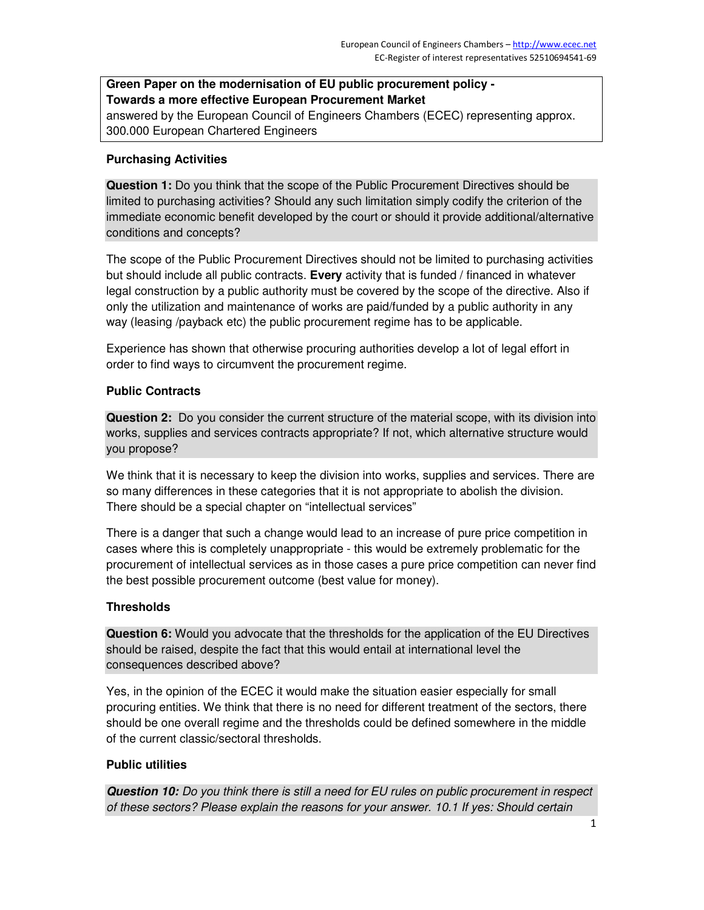**Green Paper on the modernisation of EU public procurement policy - Towards a more effective European Procurement Market**
answered by the European Council of Engineers Chambers (ECEC) representing approx. 300.000 European Chartered Engineers

### Purchasing Activities

**Question 1:** Do you think that the scope of the Public Procurement Directives should be limited to purchasing activities? Should any such limitation simply codify the criterion of the immediate economic benefit developed by the court or should it provide additional/alternative conditions and concepts?

The scope of the Public Procurement Directives should not be limited to purchasing activities but should include all public contracts. **Every** activity that is funded / financed in whatever legal construction by a public authority must be covered by the scope of the directive. Also if only the utilization and maintenance of works are paid/funded by a public authority in any way (leasing /payback etc) the public procurement regime has to be applicable.

Experience has shown that otherwise procuring authorities develop a lot of legal effort in order to find ways to circumvent the procurement regime.

### Public Contracts

**Question 2:** Do you consider the current structure of the material scope, with its division into works, supplies and services contracts appropriate? If not, which alternative structure would you propose?

We think that it is necessary to keep the division into works, supplies and services. There are so many differences in these categories that it is not appropriate to abolish the division. There should be a special chapter on "intellectual services"

There is a danger that such a change would lead to an increase of pure price competition in cases where this is completely unappropriate - this would be extremely problematic for the procurement of intellectual services as in those cases a pure price competition can never find the best possible procurement outcome (best value for money).

### Thresholds

**Question 6:** Would you advocate that the thresholds for the application of the EU Directives should be raised, despite the fact that this would entail at international level the consequences described above?

Yes, in the opinion of the ECEC it would make the situation easier especially for small procuring entities. We think that there is no need for different treatment of the sectors, there should be one overall regime and the thresholds could be defined somewhere in the middle of the current classic/sectoral thresholds.

### Public utilities

***Question 10:*** *Do you think there is still a need for EU rules on public procurement in respect of these sectors? Please explain the reasons for your answer. 10.1 If yes: Should certain*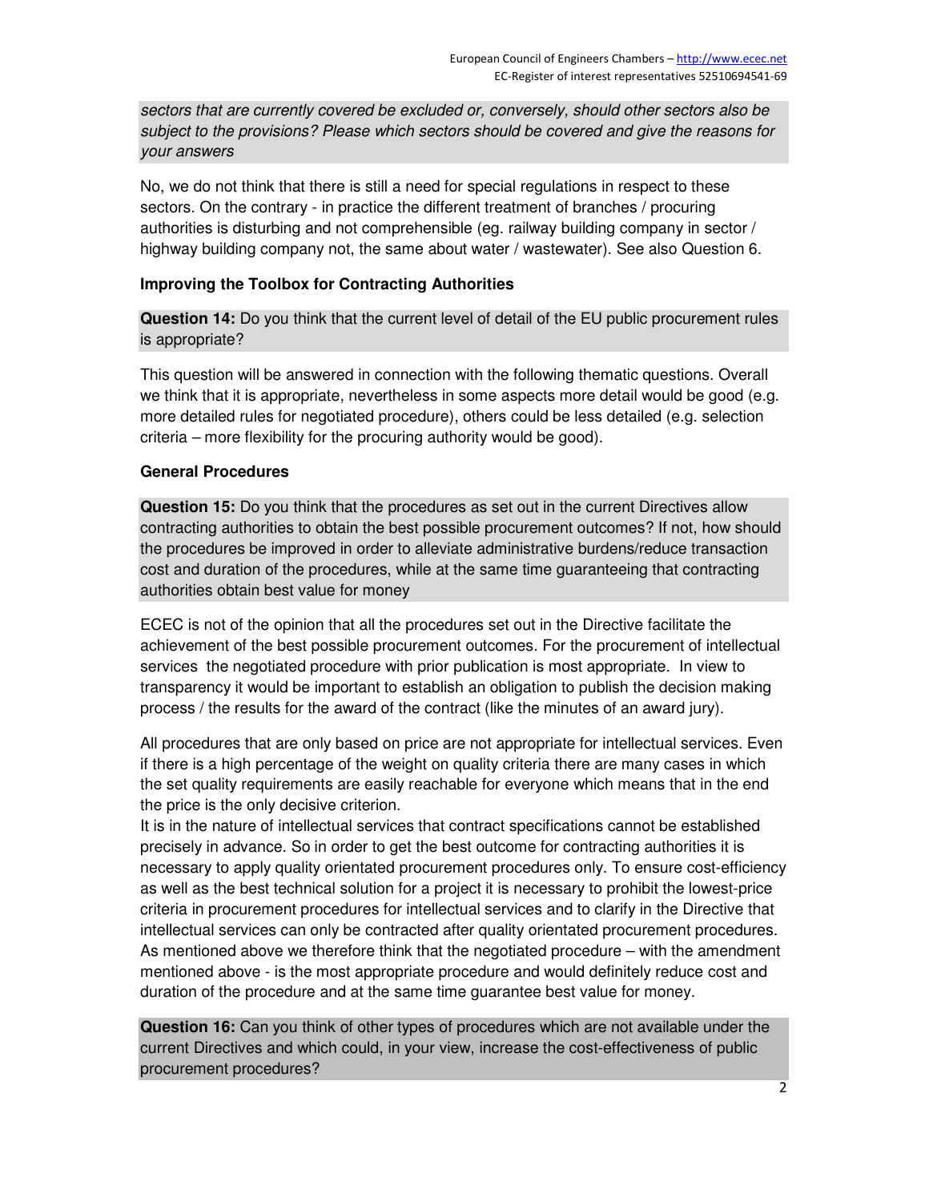*sectors that are currently covered be excluded or, conversely, should other sectors also be subject to the provisions? Please which sectors should be covered and give the reasons for your answers*

No, we do not think that there is still a need for special regulations in respect to these sectors. On the contrary - in practice the different treatment of branches / procuring authorities is disturbing and not comprehensible (eg. railway building company in sector / highway building company not, the same about water / wastewater). See also Question 6.

**Improving the Toolbox for Contracting Authorities**

**Question 14:** Do you think that the current level of detail of the EU public procurement rules is appropriate?

This question will be answered in connection with the following thematic questions. Overall we think that it is appropriate, nevertheless in some aspects more detail would be good (e.g. more detailed rules for negotiated procedure), others could be less detailed (e.g. selection criteria – more flexibility for the procuring authority would be good).

**General Procedures**

**Question 15:** Do you think that the procedures as set out in the current Directives allow contracting authorities to obtain the best possible procurement outcomes? If not, how should the procedures be improved in order to alleviate administrative burdens/reduce transaction cost and duration of the procedures, while at the same time guaranteeing that contracting authorities obtain best value for money

ECEC is not of the opinion that all the procedures set out in the Directive facilitate the achievement of the best possible procurement outcomes. For the procurement of intellectual services the negotiated procedure with prior publication is most appropriate. In view to transparency it would be important to establish an obligation to publish the decision making process / the results for the award of the contract (like the minutes of an award jury).

All procedures that are only based on price are not appropriate for intellectual services. Even if there is a high percentage of the weight on quality criteria there are many cases in which the set quality requirements are easily reachable for everyone which means that in the end the price is the only decisive criterion.
It is in the nature of intellectual services that contract specifications cannot be established precisely in advance. So in order to get the best outcome for contracting authorities it is necessary to apply quality orientated procurement procedures only. To ensure cost-efficiency as well as the best technical solution for a project it is necessary to prohibit the lowest-price criteria in procurement procedures for intellectual services and to clarify in the Directive that intellectual services can only be contracted after quality orientated procurement procedures. As mentioned above we therefore think that the negotiated procedure – with the amendment mentioned above - is the most appropriate procedure and would definitely reduce cost and duration of the procedure and at the same time guarantee best value for money.

**Question 16:** Can you think of other types of procedures which are not available under the current Directives and which could, in your view, increase the cost-effectiveness of public procurement procedures?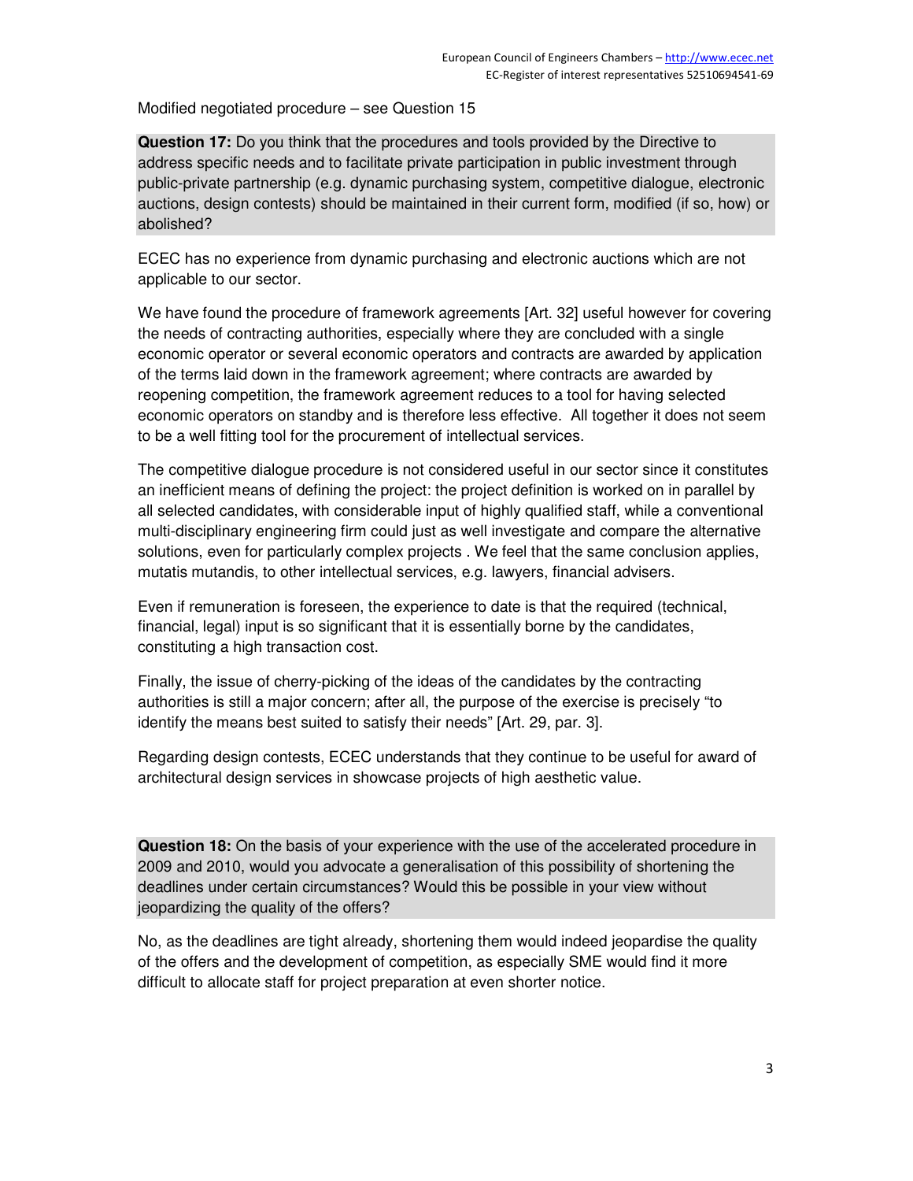Modified negotiated procedure – see Question 15

**Question 17:** Do you think that the procedures and tools provided by the Directive to address specific needs and to facilitate private participation in public investment through public-private partnership (e.g. dynamic purchasing system, competitive dialogue, electronic auctions, design contests) should be maintained in their current form, modified (if so, how) or abolished?

ECEC has no experience from dynamic purchasing and electronic auctions which are not applicable to our sector.

We have found the procedure of framework agreements [Art. 32] useful however for covering the needs of contracting authorities, especially where they are concluded with a single economic operator or several economic operators and contracts are awarded by application of the terms laid down in the framework agreement; where contracts are awarded by reopening competition, the framework agreement reduces to a tool for having selected economic operators on standby and is therefore less effective. All together it does not seem to be a well fitting tool for the procurement of intellectual services.

The competitive dialogue procedure is not considered useful in our sector since it constitutes an inefficient means of defining the project: the project definition is worked on in parallel by all selected candidates, with considerable input of highly qualified staff, while a conventional multi-disciplinary engineering firm could just as well investigate and compare the alternative solutions, even for particularly complex projects . We feel that the same conclusion applies, mutatis mutandis, to other intellectual services, e.g. lawyers, financial advisers.

Even if remuneration is foreseen, the experience to date is that the required (technical, financial, legal) input is so significant that it is essentially borne by the candidates, constituting a high transaction cost.

Finally, the issue of cherry-picking of the ideas of the candidates by the contracting authorities is still a major concern; after all, the purpose of the exercise is precisely "to identify the means best suited to satisfy their needs" [Art. 29, par. 3].

Regarding design contests, ECEC understands that they continue to be useful for award of architectural design services in showcase projects of high aesthetic value.

**Question 18:** On the basis of your experience with the use of the accelerated procedure in 2009 and 2010, would you advocate a generalisation of this possibility of shortening the deadlines under certain circumstances? Would this be possible in your view without jeopardizing the quality of the offers?

No, as the deadlines are tight already, shortening them would indeed jeopardise the quality of the offers and the development of competition, as especially SME would find it more difficult to allocate staff for project preparation at even shorter notice.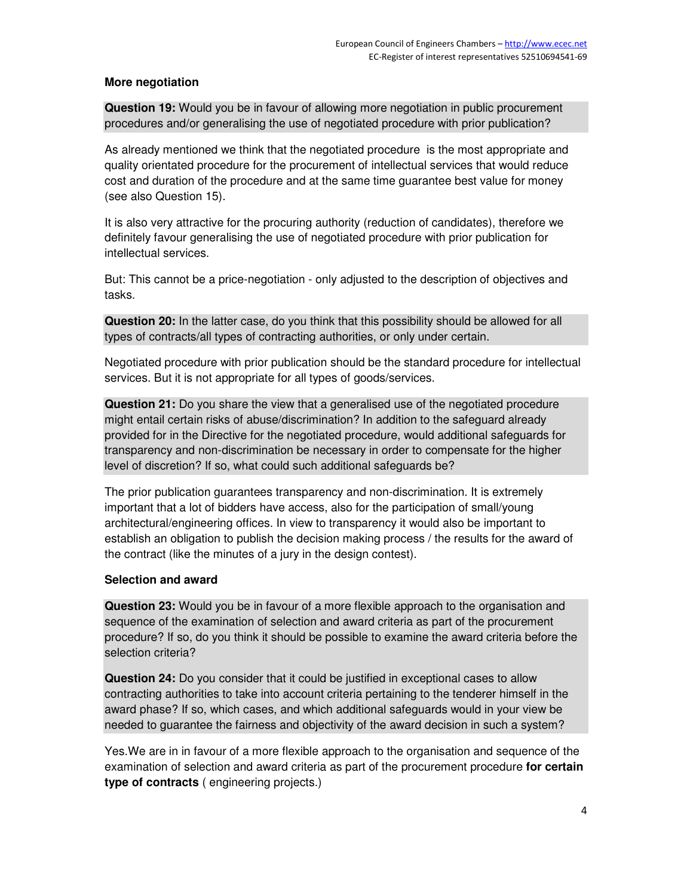### More negotiation

**Question 19:** Would you be in favour of allowing more negotiation in public procurement procedures and/or generalising the use of negotiated procedure with prior publication?

As already mentioned we think that the negotiated procedure is the most appropriate and quality orientated procedure for the procurement of intellectual services that would reduce cost and duration of the procedure and at the same time guarantee best value for money (see also Question 15).

It is also very attractive for the procuring authority (reduction of candidates), therefore we definitely favour generalising the use of negotiated procedure with prior publication for intellectual services.

But: This cannot be a price-negotiation - only adjusted to the description of objectives and tasks.

**Question 20:** In the latter case, do you think that this possibility should be allowed for all types of contracts/all types of contracting authorities, or only under certain.

Negotiated procedure with prior publication should be the standard procedure for intellectual services. But it is not appropriate for all types of goods/services.

**Question 21:** Do you share the view that a generalised use of the negotiated procedure might entail certain risks of abuse/discrimination? In addition to the safeguard already provided for in the Directive for the negotiated procedure, would additional safeguards for transparency and non-discrimination be necessary in order to compensate for the higher level of discretion? If so, what could such additional safeguards be?

The prior publication guarantees transparency and non-discrimination. It is extremely important that a lot of bidders have access, also for the participation of small/young architectural/engineering offices. In view to transparency it would also be important to establish an obligation to publish the decision making process / the results for the award of the contract (like the minutes of a jury in the design contest).

### Selection and award

**Question 23:** Would you be in favour of a more flexible approach to the organisation and sequence of the examination of selection and award criteria as part of the procurement procedure? If so, do you think it should be possible to examine the award criteria before the selection criteria?

**Question 24:** Do you consider that it could be justified in exceptional cases to allow contracting authorities to take into account criteria pertaining to the tenderer himself in the award phase? If so, which cases, and which additional safeguards would in your view be needed to guarantee the fairness and objectivity of the award decision in such a system?

Yes.We are in in favour of a more flexible approach to the organisation and sequence of the examination of selection and award criteria as part of the procurement procedure **for certain type of contracts** ( engineering projects.)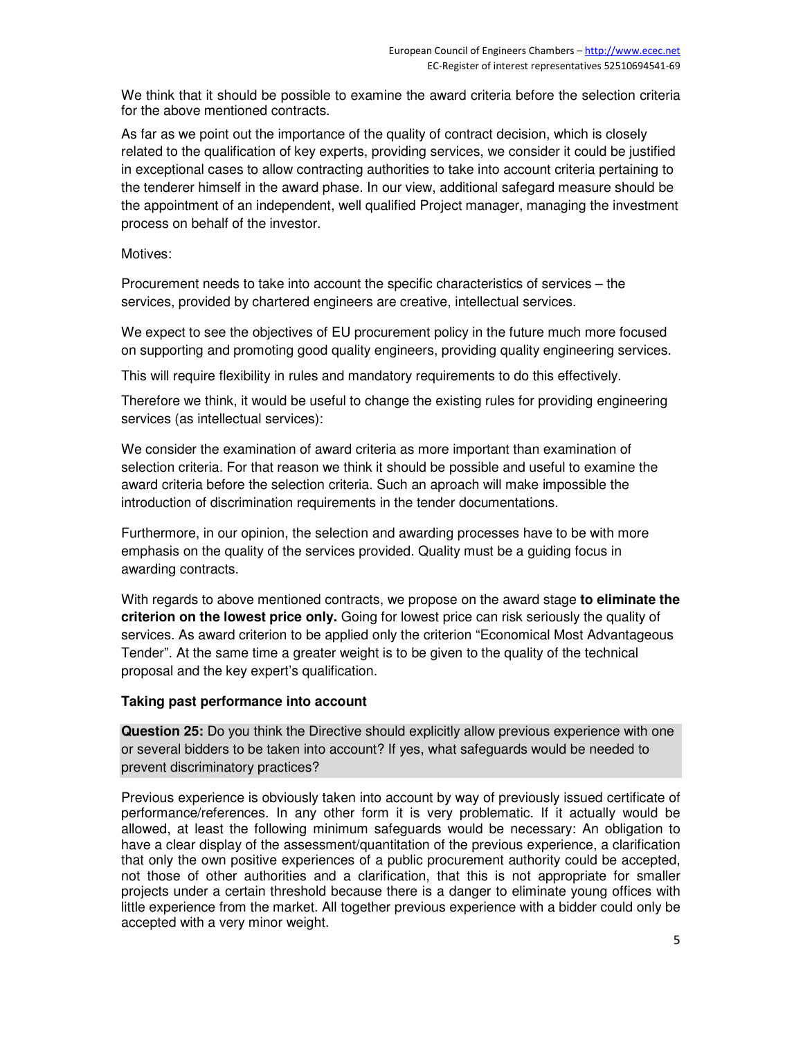We think that it should be possible to examine the award criteria before the selection criteria for the above mentioned contracts.

As far as we point out the importance of the quality of contract decision, which is closely related to the qualification of key experts, providing services, we consider it could be justified in exceptional cases to allow contracting authorities to take into account criteria pertaining to the tenderer himself in the award phase. In our view, additional safegard measure should be the appointment of an independent, well qualified Project manager, managing the investment process on behalf of the investor.

Motives:

Procurement needs to take into account the specific characteristics of services – the services, provided by chartered engineers are creative, intellectual services.

We expect to see the objectives of EU procurement policy in the future much more focused on supporting and promoting good quality engineers, providing quality engineering services.

This will require flexibility in rules and mandatory requirements to do this effectively.

Therefore we think, it would be useful to change the existing rules for providing engineering services (as intellectual services):

We consider the examination of award criteria as more important than examination of selection criteria. For that reason we think it should be possible and useful to examine the award criteria before the selection criteria. Such an aproach will make impossible the introduction of discrimination requirements in the tender documentations.

Furthermore, in our opinion, the selection and awarding processes have to be with more emphasis on the quality of the services provided. Quality must be a guiding focus in awarding contracts.

With regards to above mentioned contracts, we propose on the award stage **to eliminate the criterion on the lowest price only.** Going for lowest price can risk seriously the quality of services. As award criterion to be applied only the criterion "Economical Most Advantageous Tender". At the same time a greater weight is to be given to the quality of the technical proposal and the key expert's qualification.

**Taking past performance into account**

**Question 25:** Do you think the Directive should explicitly allow previous experience with one or several bidders to be taken into account? If yes, what safeguards would be needed to prevent discriminatory practices?

Previous experience is obviously taken into account by way of previously issued certificate of performance/references. In any other form it is very problematic. If it actually would be allowed, at least the following minimum safeguards would be necessary: An obligation to have a clear display of the assessment/quantitation of the previous experience, a clarification that only the own positive experiences of a public procurement authority could be accepted, not those of other authorities and a clarification, that this is not appropriate for smaller projects under a certain threshold because there is a danger to eliminate young offices with little experience from the market. All together previous experience with a bidder could only be accepted with a very minor weight.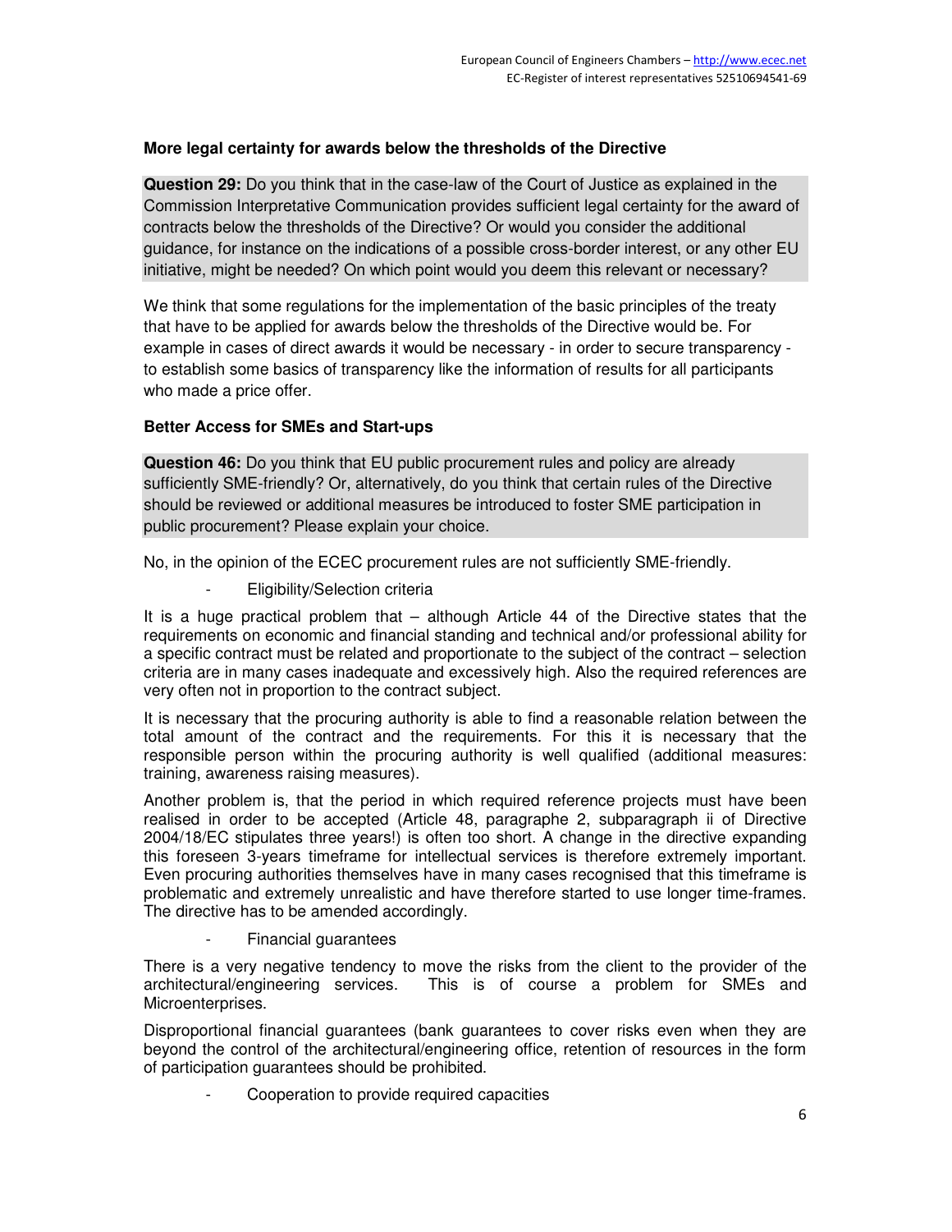**More legal certainty for awards below the thresholds of the Directive**

**Question 29:** Do you think that in the case-law of the Court of Justice as explained in the Commission Interpretative Communication provides sufficient legal certainty for the award of contracts below the thresholds of the Directive? Or would you consider the additional guidance, for instance on the indications of a possible cross-border interest, or any other EU initiative, might be needed? On which point would you deem this relevant or necessary?

We think that some regulations for the implementation of the basic principles of the treaty that have to be applied for awards below the thresholds of the Directive would be. For example in cases of direct awards it would be necessary - in order to secure transparency - to establish some basics of transparency like the information of results for all participants who made a price offer.

**Better Access for SMEs and Start-ups**

**Question 46:** Do you think that EU public procurement rules and policy are already sufficiently SME-friendly? Or, alternatively, do you think that certain rules of the Directive should be reviewed or additional measures be introduced to foster SME participation in public procurement? Please explain your choice.

No, in the opinion of the ECEC procurement rules are not sufficiently SME-friendly.

- Eligibility/Selection criteria

It is a huge practical problem that – although Article 44 of the Directive states that the requirements on economic and financial standing and technical and/or professional ability for a specific contract must be related and proportionate to the subject of the contract – selection criteria are in many cases inadequate and excessively high. Also the required references are very often not in proportion to the contract subject.

It is necessary that the procuring authority is able to find a reasonable relation between the total amount of the contract and the requirements. For this it is necessary that the responsible person within the procuring authority is well qualified (additional measures: training, awareness raising measures).

Another problem is, that the period in which required reference projects must have been realised in order to be accepted (Article 48, paragraphe 2, subparagraph ii of Directive 2004/18/EC stipulates three years!) is often too short. A change in the directive expanding this foreseen 3-years timeframe for intellectual services is therefore extremely important. Even procuring authorities themselves have in many cases recognised that this timeframe is problematic and extremely unrealistic and have therefore started to use longer time-frames. The directive has to be amended accordingly.

- Financial guarantees

There is a very negative tendency to move the risks from the client to the provider of the architectural/engineering services. This is of course a problem for SMEs and Microenterprises.

Disproportional financial guarantees (bank guarantees to cover risks even when they are beyond the control of the architectural/engineering office, retention of resources in the form of participation guarantees should be prohibited.

- Cooperation to provide required capacities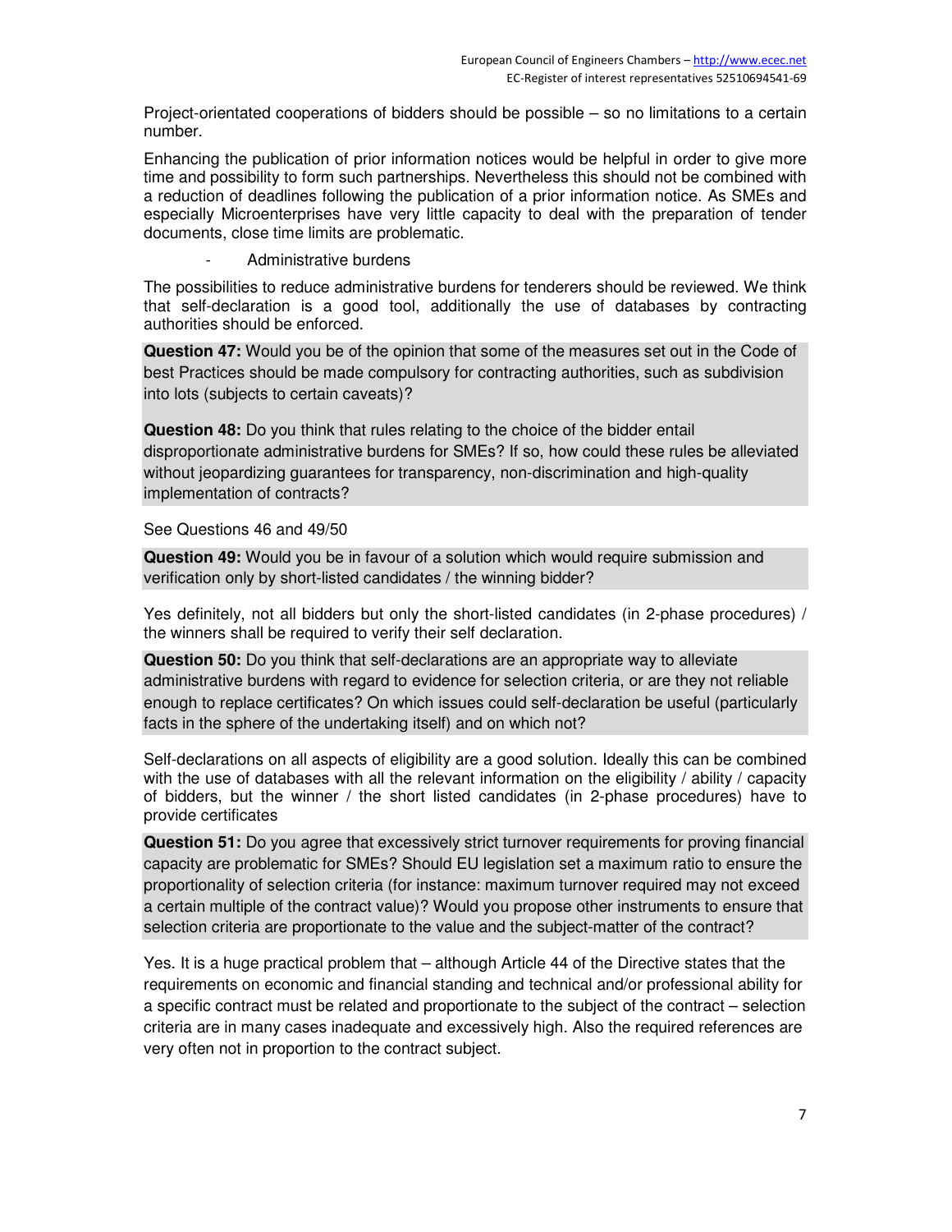Project-orientated cooperations of bidders should be possible – so no limitations to a certain number.

Enhancing the publication of prior information notices would be helpful in order to give more time and possibility to form such partnerships. Nevertheless this should not be combined with a reduction of deadlines following the publication of a prior information notice. As SMEs and especially Microenterprises have very little capacity to deal with the preparation of tender documents, close time limits are problematic.

- Administrative burdens

The possibilities to reduce administrative burdens for tenderers should be reviewed. We think that self-declaration is a good tool, additionally the use of databases by contracting authorities should be enforced.

**Question 47:** Would you be of the opinion that some of the measures set out in the Code of best Practices should be made compulsory for contracting authorities, such as subdivision into lots (subjects to certain caveats)?

**Question 48:** Do you think that rules relating to the choice of the bidder entail disproportionate administrative burdens for SMEs? If so, how could these rules be alleviated without jeopardizing guarantees for transparency, non-discrimination and high-quality implementation of contracts?

See Questions 46 and 49/50

**Question 49:** Would you be in favour of a solution which would require submission and verification only by short-listed candidates / the winning bidder?

Yes definitely, not all bidders but only the short-listed candidates (in 2-phase procedures) / the winners shall be required to verify their self declaration.

**Question 50:** Do you think that self-declarations are an appropriate way to alleviate administrative burdens with regard to evidence for selection criteria, or are they not reliable enough to replace certificates? On which issues could self-declaration be useful (particularly facts in the sphere of the undertaking itself) and on which not?

Self-declarations on all aspects of eligibility are a good solution. Ideally this can be combined with the use of databases with all the relevant information on the eligibility / ability / capacity of bidders, but the winner / the short listed candidates (in 2-phase procedures) have to provide certificates

**Question 51:** Do you agree that excessively strict turnover requirements for proving financial capacity are problematic for SMEs? Should EU legislation set a maximum ratio to ensure the proportionality of selection criteria (for instance: maximum turnover required may not exceed a certain multiple of the contract value)? Would you propose other instruments to ensure that selection criteria are proportionate to the value and the subject-matter of the contract?

Yes. It is a huge practical problem that – although Article 44 of the Directive states that the requirements on economic and financial standing and technical and/or professional ability for a specific contract must be related and proportionate to the subject of the contract – selection criteria are in many cases inadequate and excessively high. Also the required references are very often not in proportion to the contract subject.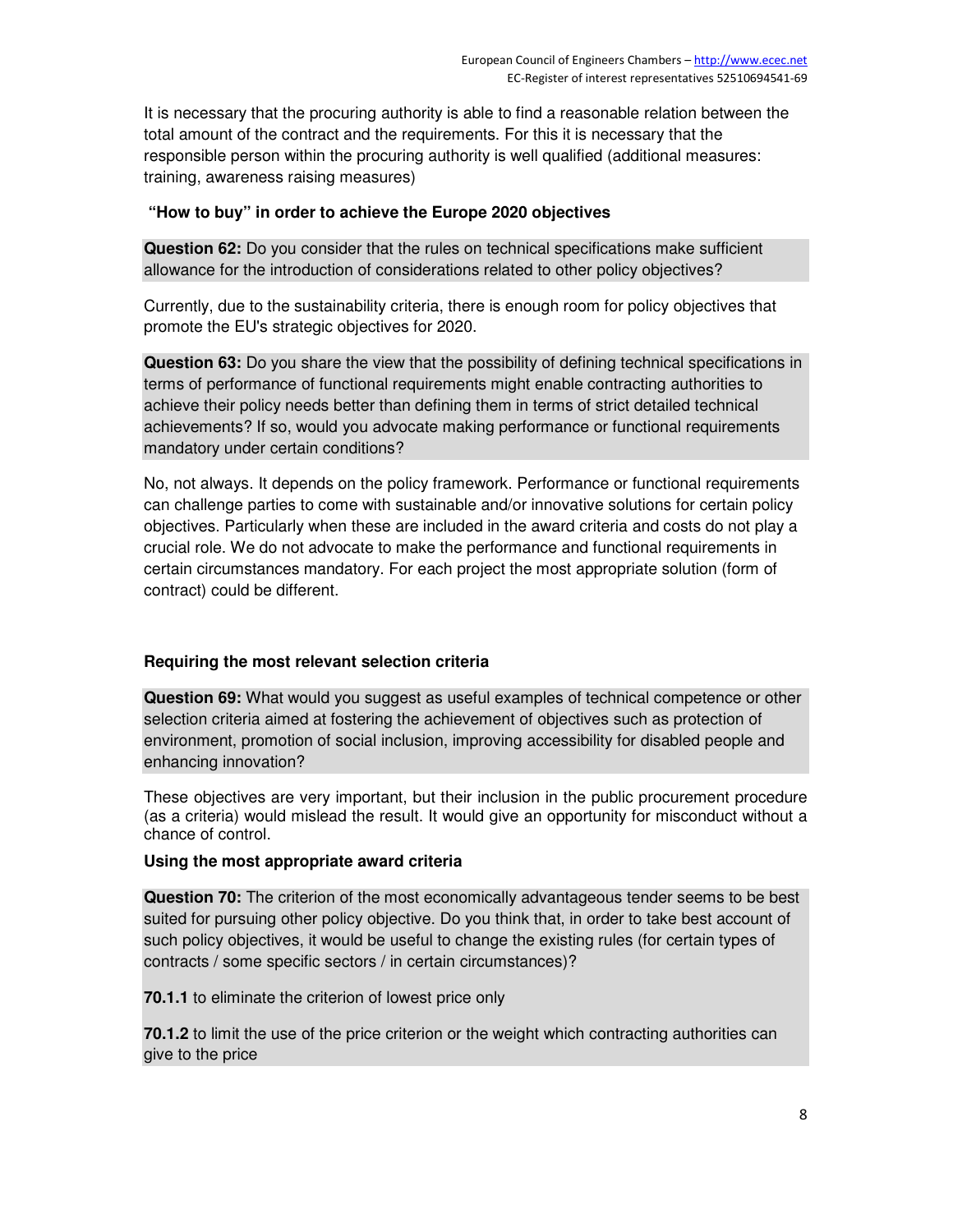It is necessary that the procuring authority is able to find a reasonable relation between the total amount of the contract and the requirements. For this it is necessary that the responsible person within the procuring authority is well qualified (additional measures: training, awareness raising measures)

### "How to buy" in order to achieve the Europe 2020 objectives

**Question 62:** Do you consider that the rules on technical specifications make sufficient allowance for the introduction of considerations related to other policy objectives?

Currently, due to the sustainability criteria, there is enough room for policy objectives that promote the EU's strategic objectives for 2020.

**Question 63:** Do you share the view that the possibility of defining technical specifications in terms of performance of functional requirements might enable contracting authorities to achieve their policy needs better than defining them in terms of strict detailed technical achievements? If so, would you advocate making performance or functional requirements mandatory under certain conditions?

No, not always. It depends on the policy framework. Performance or functional requirements can challenge parties to come with sustainable and/or innovative solutions for certain policy objectives. Particularly when these are included in the award criteria and costs do not play a crucial role. We do not advocate to make the performance and functional requirements in certain circumstances mandatory. For each project the most appropriate solution (form of contract) could be different.

### Requiring the most relevant selection criteria

**Question 69:** What would you suggest as useful examples of technical competence or other selection criteria aimed at fostering the achievement of objectives such as protection of environment, promotion of social inclusion, improving accessibility for disabled people and enhancing innovation?

These objectives are very important, but their inclusion in the public procurement procedure (as a criteria) would mislead the result. It would give an opportunity for misconduct without a chance of control.

### Using the most appropriate award criteria

**Question 70:** The criterion of the most economically advantageous tender seems to be best suited for pursuing other policy objective. Do you think that, in order to take best account of such policy objectives, it would be useful to change the existing rules (for certain types of contracts / some specific sectors / in certain circumstances)?

**70.1.1** to eliminate the criterion of lowest price only

**70.1.2** to limit the use of the price criterion or the weight which contracting authorities can give to the price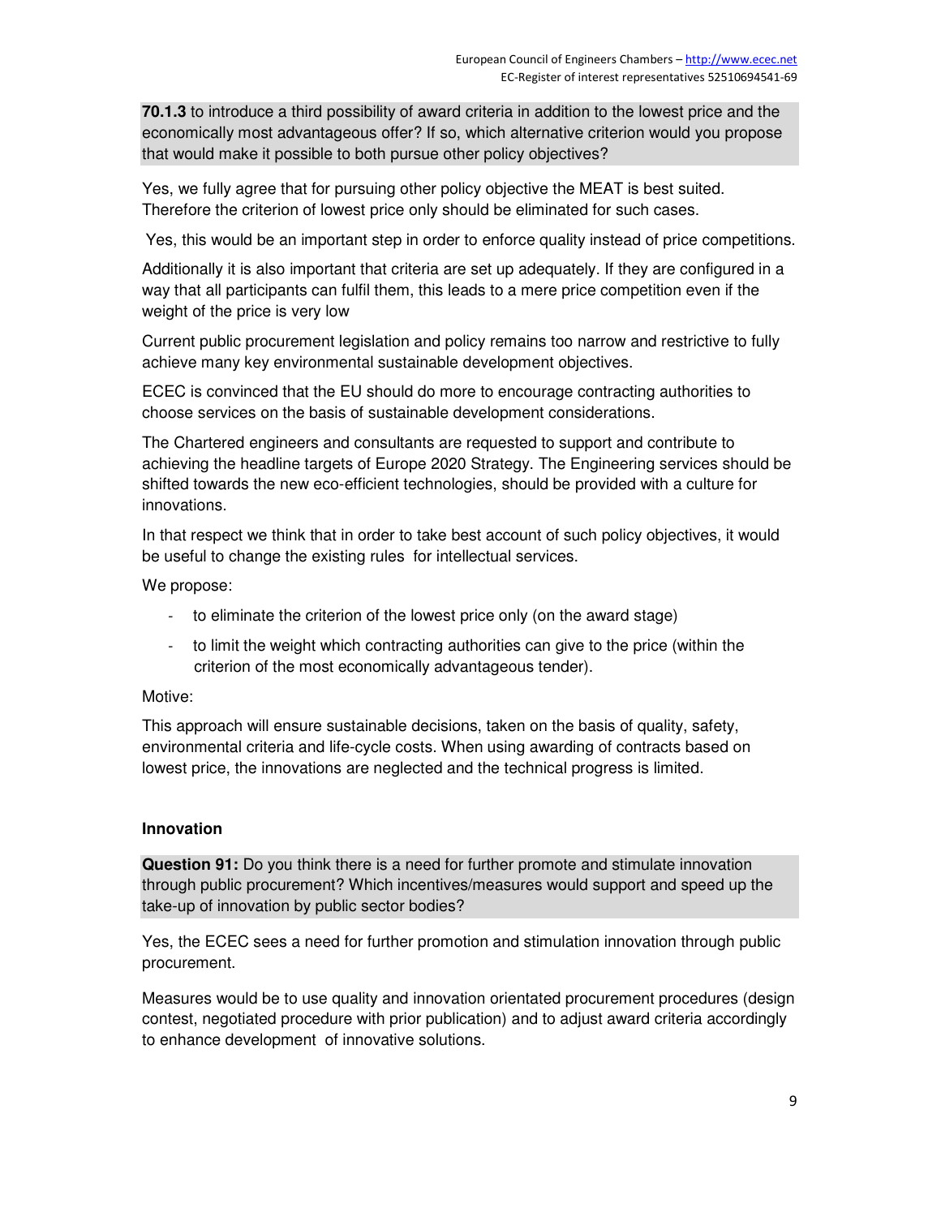**70.1.3** to introduce a third possibility of award criteria in addition to the lowest price and the economically most advantageous offer? If so, which alternative criterion would you propose that would make it possible to both pursue other policy objectives?

Yes, we fully agree that for pursuing other policy objective the MEAT is best suited. Therefore the criterion of lowest price only should be eliminated for such cases.

Yes, this would be an important step in order to enforce quality instead of price competitions.

Additionally it is also important that criteria are set up adequately. If they are configured in a way that all participants can fulfil them, this leads to a mere price competition even if the weight of the price is very low

Current public procurement legislation and policy remains too narrow and restrictive to fully achieve many key environmental sustainable development objectives.

ECEC is convinced that the EU should do more to encourage contracting authorities to choose services on the basis of sustainable development considerations.

The Chartered engineers and consultants are requested to support and contribute to achieving the headline targets of Europe 2020 Strategy. The Engineering services should be shifted towards the new eco-efficient technologies, should be provided with a culture for innovations.

In that respect we think that in order to take best account of such policy objectives, it would be useful to change the existing rules for intellectual services.

We propose:

- to eliminate the criterion of the lowest price only (on the award stage)
- to limit the weight which contracting authorities can give to the price (within the criterion of the most economically advantageous tender).

Motive:

This approach will ensure sustainable decisions, taken on the basis of quality, safety, environmental criteria and life-cycle costs. When using awarding of contracts based on lowest price, the innovations are neglected and the technical progress is limited.

### Innovation

**Question 91:** Do you think there is a need for further promote and stimulate innovation through public procurement? Which incentives/measures would support and speed up the take-up of innovation by public sector bodies?

Yes, the ECEC sees a need for further promotion and stimulation innovation through public procurement.

Measures would be to use quality and innovation orientated procurement procedures (design contest, negotiated procedure with prior publication) and to adjust award criteria accordingly to enhance development of innovative solutions.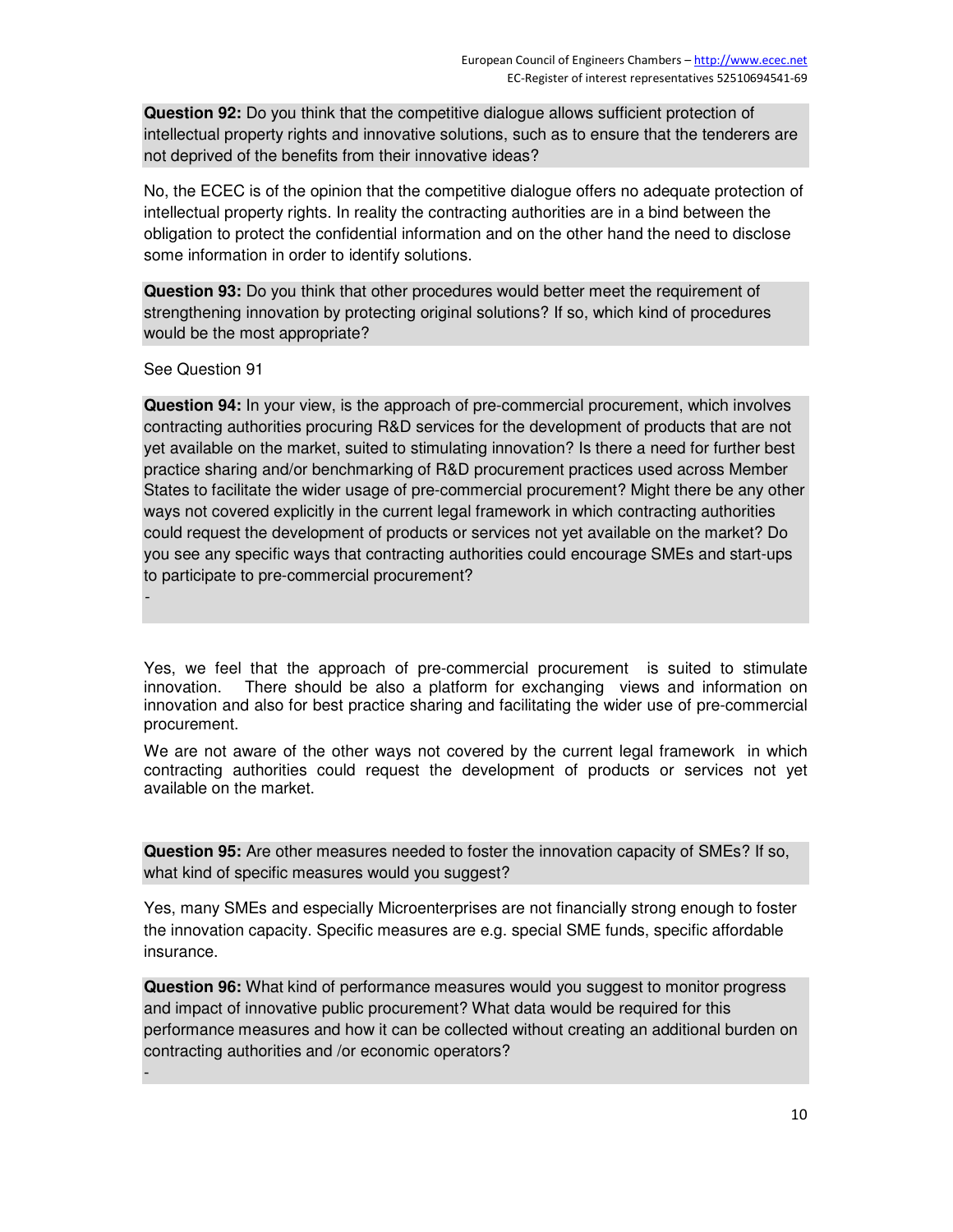**Question 92:** Do you think that the competitive dialogue allows sufficient protection of intellectual property rights and innovative solutions, such as to ensure that the tenderers are not deprived of the benefits from their innovative ideas?

No, the ECEC is of the opinion that the competitive dialogue offers no adequate protection of intellectual property rights. In reality the contracting authorities are in a bind between the obligation to protect the confidential information and on the other hand the need to disclose some information in order to identify solutions.

**Question 93:** Do you think that other procedures would better meet the requirement of strengthening innovation by protecting original solutions? If so, which kind of procedures would be the most appropriate?

See Question 91

**Question 94:** In your view, is the approach of pre-commercial procurement, which involves contracting authorities procuring R&D services for the development of products that are not yet available on the market, suited to stimulating innovation? Is there a need for further best practice sharing and/or benchmarking of R&D procurement practices used across Member States to facilitate the wider usage of pre-commercial procurement? Might there be any other ways not covered explicitly in the current legal framework in which contracting authorities could request the development of products or services not yet available on the market? Do you see any specific ways that contracting authorities could encourage SMEs and start-ups to participate to pre-commercial procurement?

-

Yes, we feel that the approach of pre-commercial procurement is suited to stimulate innovation. There should be also a platform for exchanging views and information on innovation and also for best practice sharing and facilitating the wider use of pre-commercial procurement.

We are not aware of the other ways not covered by the current legal framework in which contracting authorities could request the development of products or services not yet available on the market.

**Question 95:** Are other measures needed to foster the innovation capacity of SMEs? If so, what kind of specific measures would you suggest?

Yes, many SMEs and especially Microenterprises are not financially strong enough to foster the innovation capacity. Specific measures are e.g. special SME funds, specific affordable insurance.

**Question 96:** What kind of performance measures would you suggest to monitor progress and impact of innovative public procurement? What data would be required for this performance measures and how it can be collected without creating an additional burden on contracting authorities and /or economic operators?

-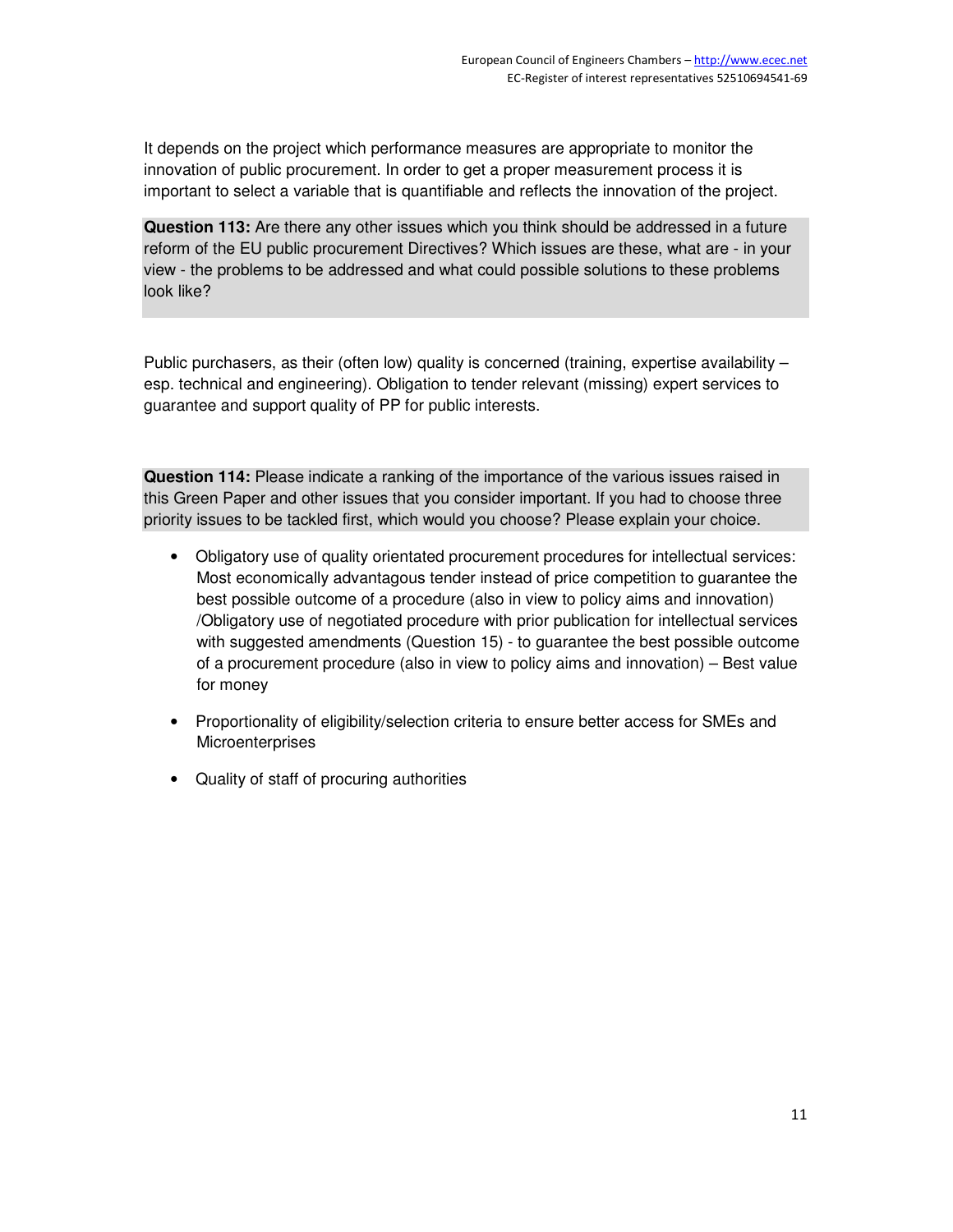It depends on the project which performance measures are appropriate to monitor the innovation of public procurement. In order to get a proper measurement process it is important to select a variable that is quantifiable and reflects the innovation of the project.

**Question 113:** Are there any other issues which you think should be addressed in a future reform of the EU public procurement Directives? Which issues are these, what are - in your view - the problems to be addressed and what could possible solutions to these problems look like?

Public purchasers, as their (often low) quality is concerned (training, expertise availability – esp. technical and engineering). Obligation to tender relevant (missing) expert services to guarantee and support quality of PP for public interests.

**Question 114:** Please indicate a ranking of the importance of the various issues raised in this Green Paper and other issues that you consider important. If you had to choose three priority issues to be tackled first, which would you choose? Please explain your choice.

- Obligatory use of quality orientated procurement procedures for intellectual services: Most economically advantagous tender instead of price competition to guarantee the best possible outcome of a procedure (also in view to policy aims and innovation) /Obligatory use of negotiated procedure with prior publication for intellectual services with suggested amendments (Question 15) - to guarantee the best possible outcome of a procurement procedure (also in view to policy aims and innovation) – Best value for money
- Proportionality of eligibility/selection criteria to ensure better access for SMEs and Microenterprises
- Quality of staff of procuring authorities